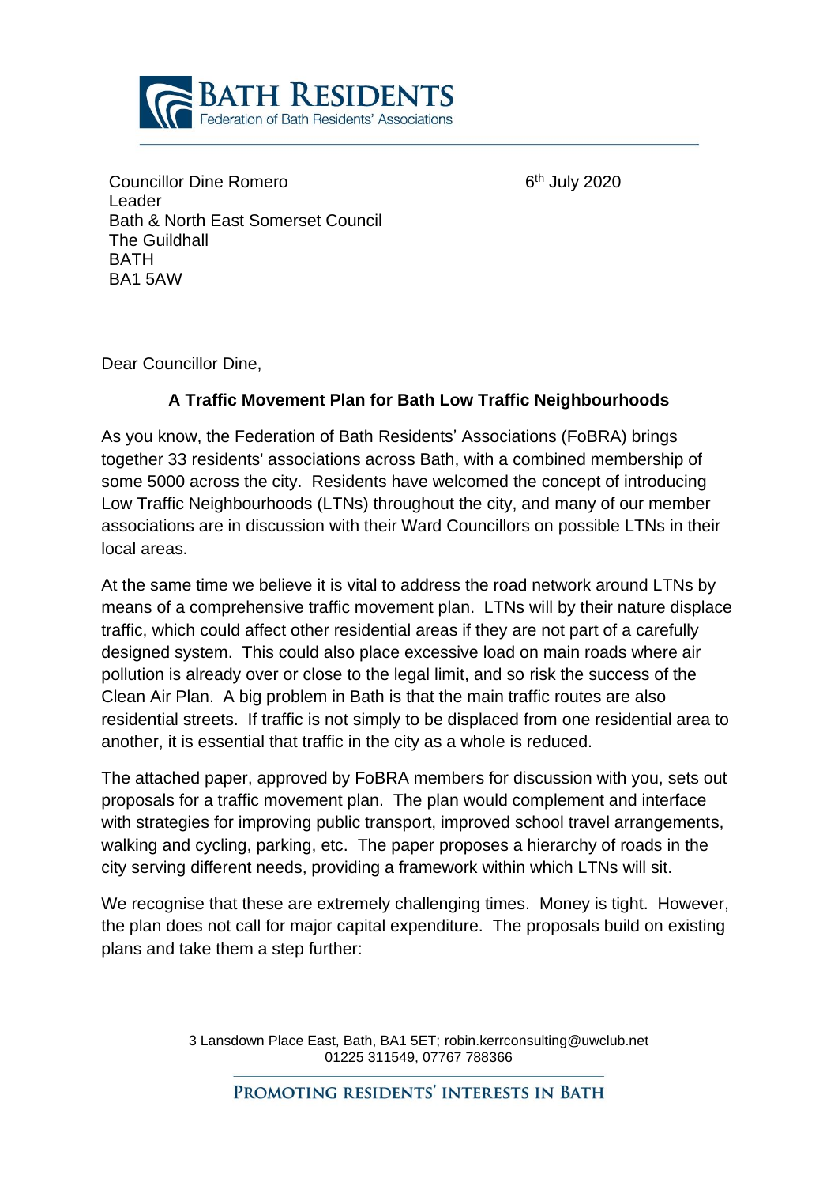**BATH RESIDENTS**
Federation of Bath Residents' Associations

Councillor Dine Romero
Leader
Bath & North East Somerset Council
The Guildhall
BATH
BA1 5AW

6th July 2020

Dear Councillor Dine,

**A Traffic Movement Plan for Bath Low Traffic Neighbourhoods**

As you know, the Federation of Bath Residents' Associations (FoBRA) brings together 33 residents' associations across Bath, with a combined membership of some 5000 across the city. Residents have welcomed the concept of introducing Low Traffic Neighbourhoods (LTNs) throughout the city, and many of our member associations are in discussion with their Ward Councillors on possible LTNs in their local areas.

At the same time we believe it is vital to address the road network around LTNs by means of a comprehensive traffic movement plan. LTNs will by their nature displace traffic, which could affect other residential areas if they are not part of a carefully designed system. This could also place excessive load on main roads where air pollution is already over or close to the legal limit, and so risk the success of the Clean Air Plan. A big problem in Bath is that the main traffic routes are also residential streets. If traffic is not simply to be displaced from one residential area to another, it is essential that traffic in the city as a whole is reduced.

The attached paper, approved by FoBRA members for discussion with you, sets out proposals for a traffic movement plan. The plan would complement and interface with strategies for improving public transport, improved school travel arrangements, walking and cycling, parking, etc. The paper proposes a hierarchy of roads in the city serving different needs, providing a framework within which LTNs will sit.

We recognise that these are extremely challenging times. Money is tight. However, the plan does not call for major capital expenditure. The proposals build on existing plans and take them a step further:

3 Lansdown Place East, Bath, BA1 5ET; robin.kerrconsulting@uwclub.net
01225 311549, 07767 788366

PROMOTING RESIDENTS' INTERESTS IN BATH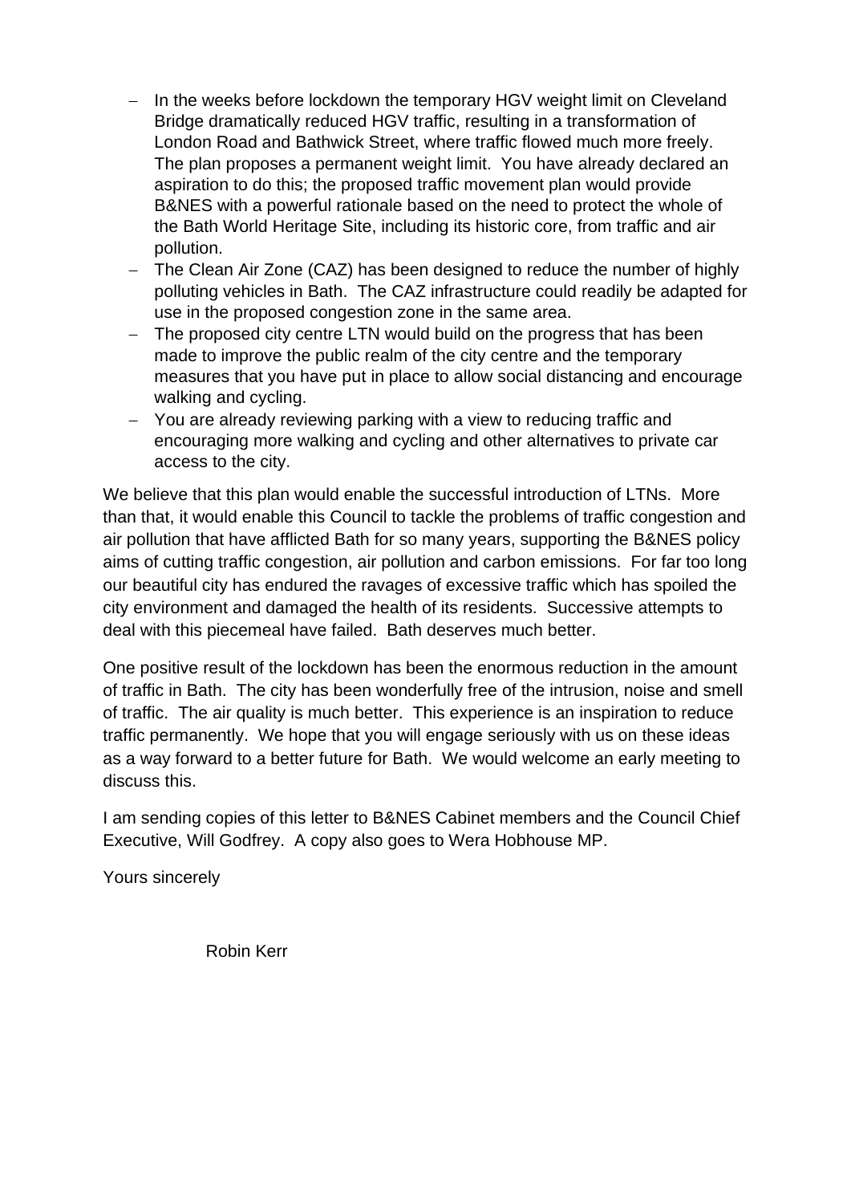- In the weeks before lockdown the temporary HGV weight limit on Cleveland Bridge dramatically reduced HGV traffic, resulting in a transformation of London Road and Bathwick Street, where traffic flowed much more freely. The plan proposes a permanent weight limit. You have already declared an aspiration to do this; the proposed traffic movement plan would provide B&NES with a powerful rationale based on the need to protect the whole of the Bath World Heritage Site, including its historic core, from traffic and air pollution.
- The Clean Air Zone (CAZ) has been designed to reduce the number of highly polluting vehicles in Bath. The CAZ infrastructure could readily be adapted for use in the proposed congestion zone in the same area.
- The proposed city centre LTN would build on the progress that has been made to improve the public realm of the city centre and the temporary measures that you have put in place to allow social distancing and encourage walking and cycling.
- You are already reviewing parking with a view to reducing traffic and encouraging more walking and cycling and other alternatives to private car access to the city.

We believe that this plan would enable the successful introduction of LTNs. More than that, it would enable this Council to tackle the problems of traffic congestion and air pollution that have afflicted Bath for so many years, supporting the B&NES policy aims of cutting traffic congestion, air pollution and carbon emissions. For far too long our beautiful city has endured the ravages of excessive traffic which has spoiled the city environment and damaged the health of its residents. Successive attempts to deal with this piecemeal have failed. Bath deserves much better.

One positive result of the lockdown has been the enormous reduction in the amount of traffic in Bath. The city has been wonderfully free of the intrusion, noise and smell of traffic. The air quality is much better. This experience is an inspiration to reduce traffic permanently. We hope that you will engage seriously with us on these ideas as a way forward to a better future for Bath. We would welcome an early meeting to discuss this.

I am sending copies of this letter to B&NES Cabinet members and the Council Chief Executive, Will Godfrey. A copy also goes to Wera Hobhouse MP.

Yours sincerely

Robin Kerr